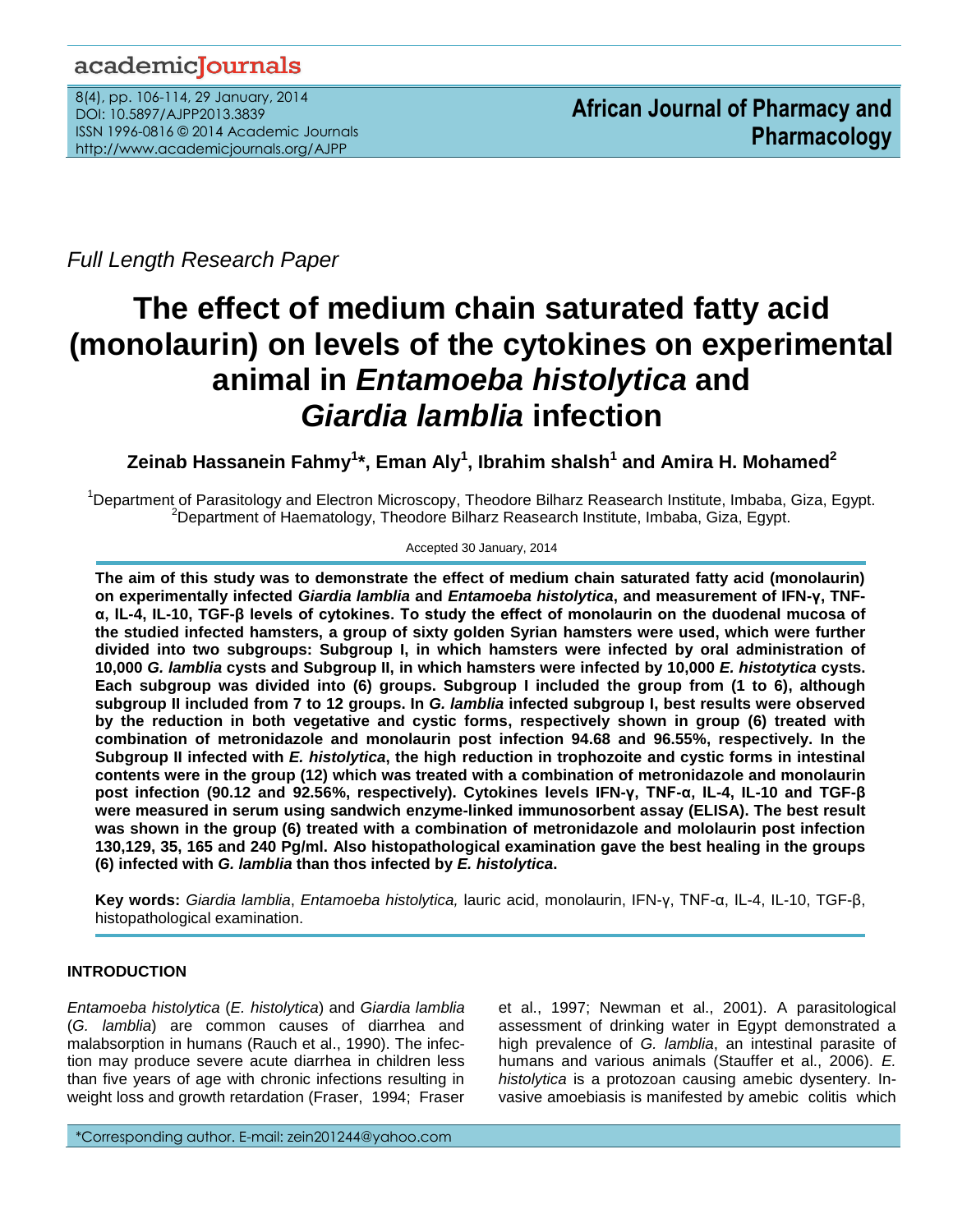Full Length Research Paper

# The effect of medium chain saturated fatty acid (monolaurin) on levels of the cytokines on experimental animal in *Entamoeba histolytica* and *Giardia lamblia* infection

**Zeinab Hassanein Fahmy[1]\*, Eman Aly[1], Ibrahim shalsh[1] and Amira H. Mohamed[2]**

[1]Department of Parasitology and Electron Microscopy, Theodore Bilharz Reasearch Institute, Imbaba, Giza, Egypt.
[2]Department of Haematology, Theodore Bilharz Reasearch Institute, Imbaba, Giza, Egypt.

Accepted 30 January, 2014

**The aim of this study was to demonstrate the effect of medium chain saturated fatty acid (monolaurin) on experimentally infected *Giardia lamblia* and *Entamoeba histolytica*, and measurement of IFN-γ, TNF-α, IL-4, IL-10, TGF-β levels of cytokines. To study the effect of monolaurin on the duodenal mucosa of the studied infected hamsters, a group of sixty golden Syrian hamsters were used, which were further divided into two subgroups: Subgroup I, in which hamsters were infected by oral administration of 10,000 *G. lamblia* cysts and Subgroup II, in which hamsters were infected by 10,000 *E. histotytica* cysts. Each subgroup was divided into (6) groups. Subgroup I included the group from (1 to 6), although subgroup II included from 7 to 12 groups. In *G. lamblia* infected subgroup I, best results were observed by the reduction in both vegetative and cystic forms, respectively shown in group (6) treated with combination of metronidazole and monolaurin post infection 94.68 and 96.55%, respectively. In the Subgroup II infected with *E. histolytica*, the high reduction in trophozoite and cystic forms in intestinal contents were in the group (12) which was treated with a combination of metronidazole and monolaurin post infection (90.12 and 92.56%, respectively). Cytokines levels IFN-γ, TNF-α, IL-4, IL-10 and TGF-β were measured in serum using sandwich enzyme-linked immunosorbent assay (ELISA). The best result was shown in the group (6) treated with a combination of metronidazole and mololaurin post infection 130,129, 35, 165 and 240 Pg/ml. Also histopathological examination gave the best healing in the groups (6) infected with *G. lamblia* than thos infected by *E. histolytica*.**

**Key words:** *Giardia lamblia*, *Entamoeba histolytica,* lauric acid, monolaurin, IFN-γ, TNF-α, IL-4, IL-10, TGF-β, histopathological examination.

## INTRODUCTION

*Entamoeba histolytica* (*E. histolytica*) and *Giardia lamblia* (*G. lamblia*) are common causes of diarrhea and malabsorption in humans (Rauch et al., 1990). The infection may produce severe acute diarrhea in children less than five years of age with chronic infections resulting in weight loss and growth retardation (Fraser, 1994; Fraser et al., 1997; Newman et al., 2001). A parasitological assessment of drinking water in Egypt demonstrated a high prevalence of *G. lamblia*, an intestinal parasite of humans and various animals (Stauffer et al., 2006). *E. histolytica* is a protozoan causing amebic dysentery. Invasive amoebiasis is manifested by amebic colitis which

\*Corresponding author. E-mail: zein201244@yahoo.com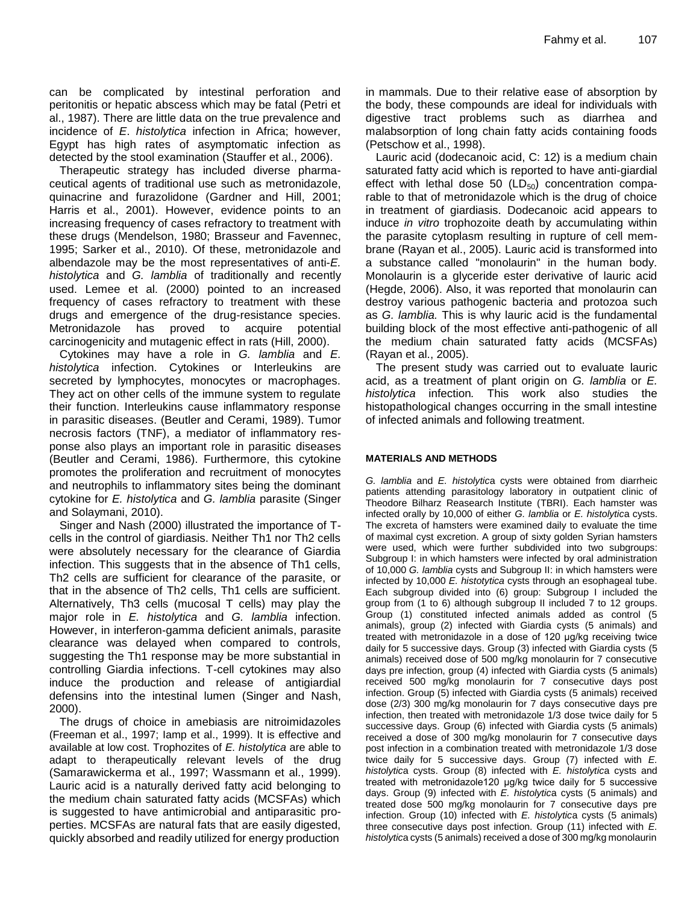can be complicated by intestinal perforation and peritonitis or hepatic abscess which may be fatal (Petri et al., 1987). There are little data on the true prevalence and incidence of *E. histolytica* infection in Africa; however, Egypt has high rates of asymptomatic infection as detected by the stool examination (Stauffer et al., 2006).

Therapeutic strategy has included diverse pharmaceutical agents of traditional use such as metronidazole, quinacrine and furazolidone (Gardner and Hill, 2001; Harris et al., 2001). However, evidence points to an increasing frequency of cases refractory to treatment with these drugs (Mendelson, 1980; Brasseur and Favennec, 1995; Sarker et al., 2010). Of these, metronidazole and albendazole may be the most representatives of anti-*E. histolytica* and *G. lamblia* of traditionally and recently used. Lemee et al. (2000) pointed to an increased frequency of cases refractory to treatment with these drugs and emergence of the drug-resistance species. Metronidazole has proved to acquire potential carcinogenicity and mutagenic effect in rats (Hill, 2000).

Cytokines may have a role in *G. lamblia* and *E. histolytica* infection. Cytokines or Interleukins are secreted by lymphocytes, monocytes or macrophages. They act on other cells of the immune system to regulate their function. Interleukins cause inflammatory response in parasitic diseases. (Beutler and Cerami, 1989). Tumor necrosis factors (TNF), a mediator of inflammatory response also plays an important role in parasitic diseases (Beutler and Cerami, 1986). Furthermore, this cytokine promotes the proliferation and recruitment of monocytes and neutrophils to inflammatory sites being the dominant cytokine for *E. histolytica* and *G. lamblia* parasite (Singer and Solaymani, 2010).

Singer and Nash (2000) illustrated the importance of T-cells in the control of giardiasis. Neither Th1 nor Th2 cells were absolutely necessary for the clearance of Giardia infection. This suggests that in the absence of Th1 cells, Th2 cells are sufficient for clearance of the parasite, or that in the absence of Th2 cells, Th1 cells are sufficient. Alternatively, Th3 cells (mucosal T cells) may play the major role in *E. histolytica* and *G. lamblia* infection. However, in interferon-gamma deficient animals, parasite clearance was delayed when compared to controls, suggesting the Th1 response may be more substantial in controlling Giardia infections. T-cell cytokines may also induce the production and release of antigiardial defensins into the intestinal lumen (Singer and Nash, 2000).

The drugs of choice in amebiasis are nitroimidazoles (Freeman et al., 1997; Iamp et al., 1999). It is effective and available at low cost. Trophozites of *E. histolytica* are able to adapt to therapeutically relevant levels of the drug (Samarawickerma et al., 1997; Wassmann et al., 1999). Lauric acid is a naturally derived fatty acid belonging to the medium chain saturated fatty acids (MCSFAs) which is suggested to have antimicrobial and antiparasitic properties. MCSFAs are natural fats that are easily digested, quickly absorbed and readily utilized for energy production in mammals. Due to their relative ease of absorption by the body, these compounds are ideal for individuals with digestive tract problems such as diarrhea and malabsorption of long chain fatty acids containing foods (Petschow et al., 1998).

Lauric acid (dodecanoic acid, C: 12) is a medium chain saturated fatty acid which is reported to have anti-giardial effect with lethal dose 50 ($LD_{50}$) concentration comparable to that of metronidazole which is the drug of choice in treatment of giardiasis. Dodecanoic acid appears to induce *in vitro* trophozoite death by accumulating within the parasite cytoplasm resulting in rupture of cell membrane (Rayan et al., 2005). Lauric acid is transformed into a substance called "monolaurin" in the human body. Monolaurin is a glyceride ester derivative of lauric acid (Hegde, 2006). Also, it was reported that monolaurin can destroy various pathogenic bacteria and protozoa such as *G. lamblia.* This is why lauric acid is the fundamental building block of the most effective anti-pathogenic of all the medium chain saturated fatty acids (MCSFAs) (Rayan et al., 2005).

The present study was carried out to evaluate lauric acid, as a treatment of plant origin on *G. lamblia* or *E. histolytica* infection*.* This work also studies the histopathological changes occurring in the small intestine of infected animals and following treatment.

## MATERIALS AND METHODS

*G. lamblia* and *E. histolytic*a cysts were obtained from diarrheic patients attending parasitology laboratory in outpatient clinic of Theodore Bilharz Reasearch Institute (TBRI). Each hamster was infected orally by 10,000 of either *G. lamblia* or *E. histolytic*a cysts. The excreta of hamsters were examined daily to evaluate the time of maximal cyst excretion. A group of sixty golden Syrian hamsters were used, which were further subdivided into two subgroups: Subgroup I: in which hamsters were infected by oral administration of 10,000 *G. lamblia* cysts and Subgroup II: in which hamsters were infected by 10,000 *E. histotytica* cysts through an esophageal tube. Each subgroup divided into (6) group: Subgroup I included the group from (1 to 6) although subgroup II included 7 to 12 groups. Group (1) constituted infected animals added as control (5 animals), group (2) infected with Giardia cysts (5 animals) and treated with metronidazole in a dose of 120 µg/kg receiving twice daily for 5 successive days. Group (3) infected with Giardia cysts (5 animals) received dose of 500 mg/kg monolaurin for 7 consecutive days pre infection, group (4) infected with Giardia cysts (5 animals) received 500 mg/kg monolaurin for 7 consecutive days post infection. Group (5) infected with Giardia cysts (5 animals) received dose (2/3) 300 mg/kg monolaurin for 7 days consecutive days pre infection, then treated with metronidazole 1/3 dose twice daily for 5 successive days. Group (6) infected with Giardia cysts (5 animals) received a dose of 300 mg/kg monolaurin for 7 consecutive days post infection in a combination treated with metronidazole 1/3 dose twice daily for 5 successive days. Group (7) infected with *E. histolytic*a cysts. Group (8) infected with *E. histolytic*a cysts and treated with metronidazole120 µg/kg twice daily for 5 successive days. Group (9) infected with *E. histolytic*a cysts (5 animals) and treated dose 500 mg/kg monolaurin for 7 consecutive days pre infection. Group (10) infected with *E. histolytic*a cysts (5 animals) three consecutive days post infection. Group (11) infected with *E. histolytic*a cysts (5 animals) received a dose of 300 mg/kg monolaurin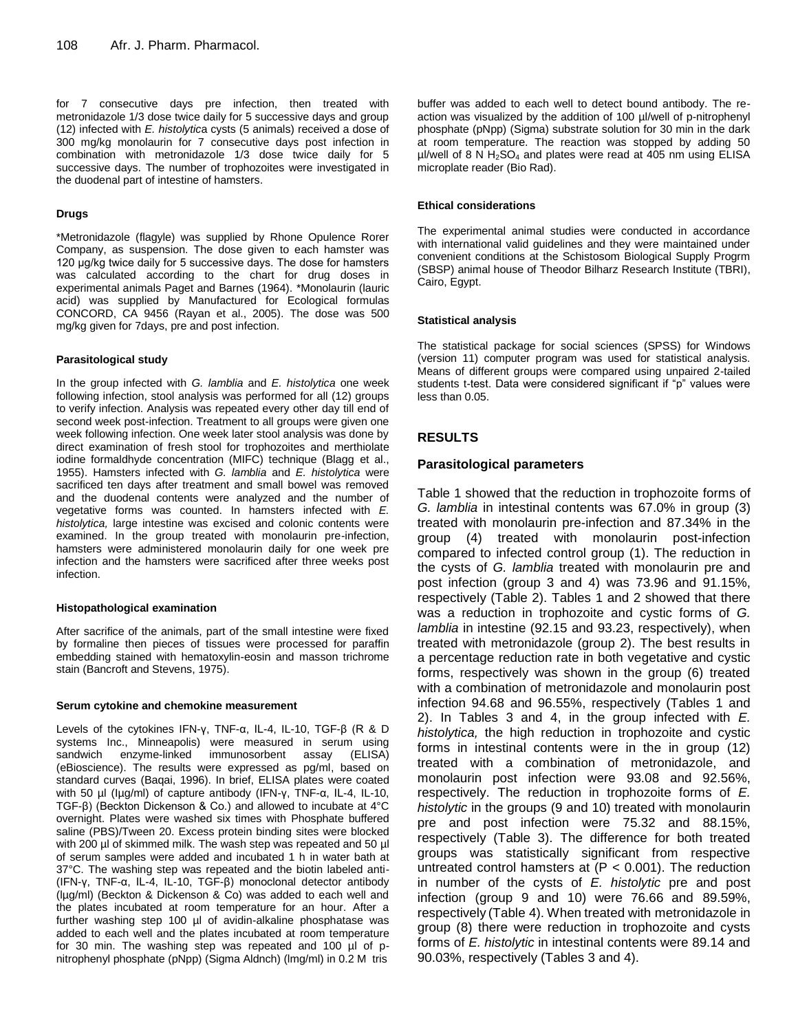for 7 consecutive days pre infection, then treated with metronidazole 1/3 dose twice daily for 5 successive days and group (12) infected with *E. histolytic*a cysts (5 animals) received a dose of 300 mg/kg monolaurin for 7 consecutive days post infection in combination with metronidazole 1/3 dose twice daily for 5 successive days. The number of trophozoites were investigated in the duodenal part of intestine of hamsters.

#### Drugs

*Metronidazole (flagyle) was supplied by Rhone Opulence Rorer Company, as suspension. The dose given to each hamster was 120 µg/kg twice daily for 5 successive days. The dose for hamsters was calculated according to the chart for drug doses in experimental animals Paget and Barnes (1964). *Monolaurin (lauric acid) was supplied by Manufactured for Ecological formulas CONCORD, CA 9456 (Rayan et al., 2005). The dose was 500 mg/kg given for 7days, pre and post infection.

#### Parasitological study

In the group infected with *G. lamblia* and *E. histolytica* one week following infection, stool analysis was performed for all (12) groups to verify infection. Analysis was repeated every other day till end of second week post-infection. Treatment to all groups were given one week following infection. One week later stool analysis was done by direct examination of fresh stool for trophozoites and merthiolate iodine formaldhyde concentration (MIFC) technique (Blagg et al., 1955). Hamsters infected with *G. lamblia* and *E. histolytica* were sacrificed ten days after treatment and small bowel was removed and the duodenal contents were analyzed and the number of vegetative forms was counted. In hamsters infected with *E. histolytica,* large intestine was excised and colonic contents were examined. In the group treated with monolaurin pre-infection, hamsters were administered monolaurin daily for one week pre infection and the hamsters were sacrificed after three weeks post infection.

#### Histopathological examination

After sacrifice of the animals, part of the small intestine were fixed by formaline then pieces of tissues were processed for paraffin embedding stained with hematoxylin-eosin and masson trichrome stain (Bancroft and Stevens, 1975).

#### Serum cytokine and chemokine measurement

Levels of the cytokines IFN-γ, TNF-α, IL-4, IL-10, TGF-β (R & D systems Inc., Minneapolis) were measured in serum using sandwich enzyme-linked immunosorbent assay (ELISA) (eBioscience). The results were expressed as pg/ml, based on standard curves (Baqai, 1996). In brief, ELISA plates were coated with 50 µl (Iµg/ml) of capture antibody (IFN-γ, TNF-α, IL-4, IL-10, TGF-β) (Beckton Dickenson & Co.) and allowed to incubate at 4°C overnight. Plates were washed six times with Phosphate buffered saline (PBS)/Tween 20. Excess protein binding sites were blocked with 200 µl of skimmed milk. The wash step was repeated and 50 µl of serum samples were added and incubated 1 h in water bath at 37°C. The washing step was repeated and the biotin labeled anti-(IFN-γ, TNF-α, IL-4, IL-10, TGF-β) monoclonal detector antibody (lµg/ml) (Beckton & Dickenson & Co) was added to each well and the plates incubated at room temperature for an hour. After a further washing step 100 µl of avidin-alkaline phosphatase was added to each well and the plates incubated at room temperature for 30 min. The washing step was repeated and 100 µl of p-nitrophenyl phosphate (pNpp) (Sigma Aldnch) (lmg/ml) in 0.2 M tris buffer was added to each well to detect bound antibody. The reaction was visualized by the addition of 100 µl/well of p-nitrophenyl phosphate (pNpp) (Sigma) substrate solution for 30 min in the dark at room temperature. The reaction was stopped by adding 50 µl/well of 8 N $H_2SO_4$ and plates were read at 405 nm using ELISA microplate reader (Bio Rad).

#### Ethical considerations

The experimental animal studies were conducted in accordance with international valid guidelines and they were maintained under convenient conditions at the Schistosom Biological Supply Progrm (SBSP) animal house of Theodor Bilharz Research Institute (TBRI), Cairo, Egypt.

#### Statistical analysis

The statistical package for social sciences (SPSS) for Windows (version 11) computer program was used for statistical analysis. Means of different groups were compared using unpaired 2-tailed students t-test. Data were considered significant if "p" values were less than 0.05.

## RESULTS

### Parasitological parameters

Table 1 showed that the reduction in trophozoite forms of *G. lamblia* in intestinal contents was 67.0% in group (3) treated with monolaurin pre-infection and 87.34% in the group (4) treated with monolaurin post-infection compared to infected control group (1). The reduction in the cysts of *G. lamblia* treated with monolaurin pre and post infection (group 3 and 4) was 73.96 and 91.15%, respectively (Table 2). Tables 1 and 2 showed that there was a reduction in trophozoite and cystic forms of *G. lamblia* in intestine (92.15 and 93.23, respectively), when treated with metronidazole (group 2). The best results in a percentage reduction rate in both vegetative and cystic forms, respectively was shown in the group (6) treated with a combination of metronidazole and monolaurin post infection 94.68 and 96.55%, respectively (Tables 1 and 2). In Tables 3 and 4, in the group infected with *E. histolytica,* the high reduction in trophozoite and cystic forms in intestinal contents were in the in group (12) treated with a combination of metronidazole, and monolaurin post infection were 93.08 and 92.56%, respectively. The reduction in trophozoite forms of *E. histolytic* in the groups (9 and 10) treated with monolaurin pre and post infection were 75.32 and 88.15%, respectively (Table 3). The difference for both treated groups was statistically significant from respective untreated control hamsters at ($P < 0.001$). The reduction in number of the cysts of *E. histolytic* pre and post infection (group 9 and 10) were 76.66 and 89.59%, respectively (Table 4). When treated with metronidazole in group (8) there were reduction in trophozoite and cysts forms of *E. histolytic* in intestinal contents were 89.14 and 90.03%, respectively (Tables 3 and 4).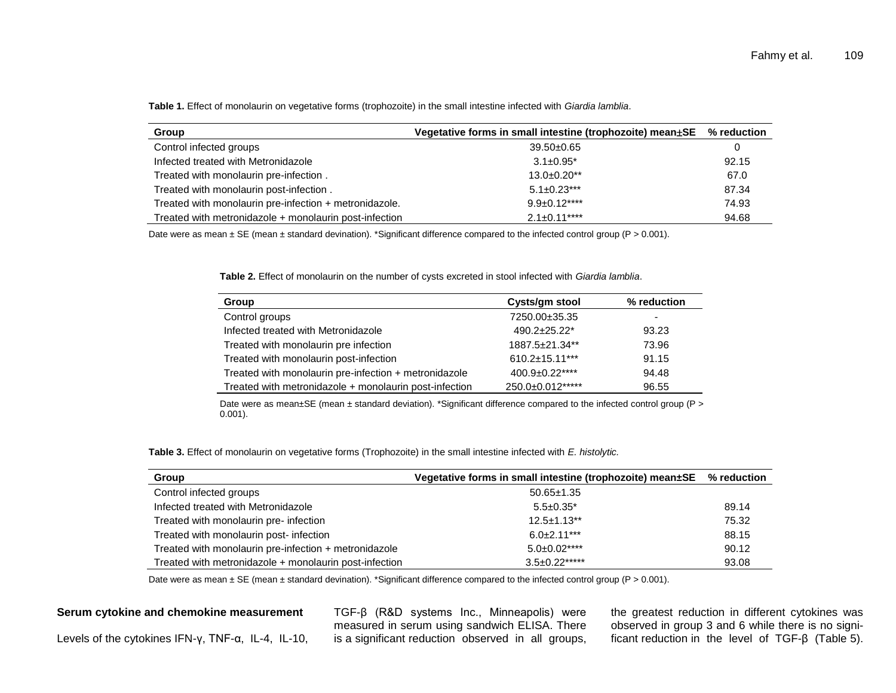**Table 1.** Effect of monolaurin on vegetative forms (trophozoite) in the small intestine infected with *Giardia lamblia*.

| Group | Vegetative forms in small intestine (trophozoite) mean±SE | % reduction |
|---|---|---|
| Control infected groups | 39.50±0.65 | 0 |
| Infected treated with Metronidazole | 3.1±0.95* | 92.15 |
| Treated with monolaurin pre-infection . | 13.0±0.20** | 67.0 |
| Treated with monolaurin post-infection . | 5.1±0.23*** | 87.34 |
| Treated with monolaurin pre-infection + metronidazole. | 9.9±0.12**** | 74.93 |
| Treated with metronidazole + monolaurin post-infection | 2.1±0.11**** | 94.68 |

Date were as mean ± SE (mean ± standard devination). *Significant difference compared to the infected control group (P > 0.001).

**Table 2.** Effect of monolaurin on the number of cysts excreted in stool infected with *Giardia lamblia*.

| Group | Cysts/gm stool | % reduction |
|---|---|---|
| Control groups | 7250.00±35.35 | - |
| Infected treated with Metronidazole | 490.2±25.22* | 93.23 |
| Treated with monolaurin pre infection | 1887.5±21.34** | 73.96 |
| Treated with monolaurin post-infection | 610.2±15.11*** | 91.15 |
| Treated with monolaurin pre-infection + metronidazole | 400.9±0.22**** | 94.48 |
| Treated with metronidazole + monolaurin post-infection | 250.0±0.012***** | 96.55 |

Date were as mean±SE (mean ± standard deviation). *Significant difference compared to the infected control group (P > 0.001).

**Table 3.** Effect of monolaurin on vegetative forms (Trophozoite) in the small intestine infected with *E. histolytic.*

| Group | Vegetative forms in small intestine (trophozoite) mean±SE | % reduction |
|---|---|---|
| Control infected groups | 50.65±1.35 | |
| Infected treated with Metronidazole | 5.5±0.35* | 89.14 |
| Treated with monolaurin pre- infection | 12.5±1.13** | 75.32 |
| Treated with monolaurin post- infection | 6.0±2.11*** | 88.15 |
| Treated with monolaurin pre-infection + metronidazole | 5.0±0.02**** | 90.12 |
| Treated with metronidazole + monolaurin post-infection | 3.5±0.22***** | 93.08 |

Date were as mean ± SE (mean ± standard devination). *Significant difference compared to the infected control group (P > 0.001).

**Serum cytokine and chemokine measurement**

Levels of the cytokines IFN-γ, TNF-α, IL-4, IL-10, TGF-β (R&D systems Inc., Minneapolis) were measured in serum using sandwich ELISA. There is a significant reduction observed in all groups, the greatest reduction in different cytokines was observed in group 3 and 6 while there is no significant reduction in the level of TGF-β (Table 5).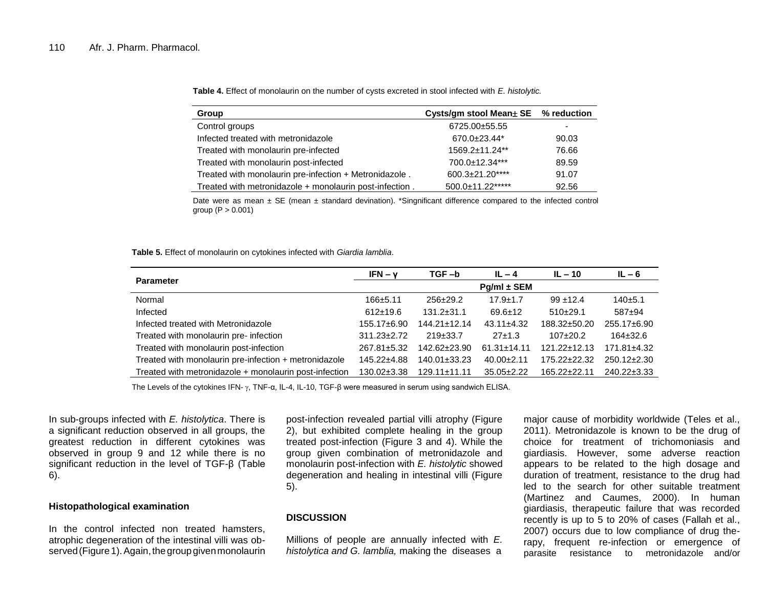**Table 4.** Effect of monolaurin on the number of cysts excreted in stool infected with *E. histolytic.*

| Group | Cysts/gm stool Mean± SE | % reduction |
|---|---|---|
| Control groups | 6725.00±55.55 | - |
| Infected treated with metronidazole | 670.0±23.44* | 90.03 |
| Treated with monolaurin pre-infected | 1569.2±11.24** | 76.66 |
| Treated with monolaurin post-infected | 700.0±12.34*** | 89.59 |
| Treated with monolaurin pre-infection + Metronidazole . | 600.3±21.20**** | 91.07 |
| Treated with metronidazole + monolaurin post-infection . | 500.0±11.22***** | 92.56 |

Date were as mean ± SE (mean ± standard devination). *Singnificant difference compared to the infected control group (P > 0.001)

**Table 5.** Effect of monolaurin on cytokines infected with *Giardia lamblia*.

| Parameter | IFN – γ | TGF –b | IL – 4 | IL – 10 | IL – 6 |
|---|---|---|---|---|---|
| | Pg/ml ± SEM | | | | |
| Normal | 166±5.11 | 256±29.2 | 17.9±1.7 | 99 ±12.4 | 140±5.1 |
| Infected | 612±19.6 | 131.2±31.1 | 69.6±12 | 510±29.1 | 587±94 |
| Infected treated with Metronidazole | 155.17±6.90 | 144.21±12.14 | 43.11±4.32 | 188.32±50.20 | 255.17±6.90 |
| Treated with monolaurin pre- infection | 311.23±2.72 | 219±33.7 | 27±1.3 | 107±20.2 | 164±32.6 |
| Treated with monolaurin post-infection | 267.81±5.32 | 142.62±23.90 | 61.31±14.11 | 121.22±12.13 | 171.81±4.32 |
| Treated with monolaurin pre-infection + metronidazole | 145.22±4.88 | 140.01±33.23 | 40.00±2.11 | 175.22±22.32 | 250.12±2.30 |
| Treated with metronidazole + monolaurin post-infection | 130.02±3.38 | 129.11±11.11 | 35.05±2.22 | 165.22±22.11 | 240.22±3.33 |

The Levels of the cytokines IFN- γ, TNF-α, IL-4, IL-10, TGF-β were measured in serum using sandwich ELISA.

In sub-groups infected with *E. histolytica*. There is a significant reduction observed in all groups, the greatest reduction in different cytokines was observed in group 9 and 12 while there is no significant reduction in the level of TGF-β (Table 6).

### Histopathological examination

In the control infected non treated hamsters, atrophic degeneration of the intestinal villi was observed (Figure 1). Again, the group given monolaurin post-infection revealed partial villi atrophy (Figure 2), but exhibited complete healing in the group treated post-infection (Figure 3 and 4). While the group given combination of metronidazole and monolaurin post-infection with *E. histolytic* showed degeneration and healing in intestinal villi (Figure 5).

## DISCUSSION

Millions of people are annually infected with *E. histolytica and G. lamblia,* making the diseases a major cause of morbidity worldwide (Teles et al., 2011). Metronidazole is known to be the drug of choice for treatment of trichomoniasis and giardiasis. However, some adverse reaction appears to be related to the high dosage and duration of treatment, resistance to the drug had led to the search for other suitable treatment (Martinez and Caumes, 2000). In human giardiasis, therapeutic failure that was recorded recently is up to 5 to 20% of cases (Fallah et al., 2007) occurs due to low compliance of drug therapy, frequent re-infection or emergence of parasite resistance to metronidazole and/or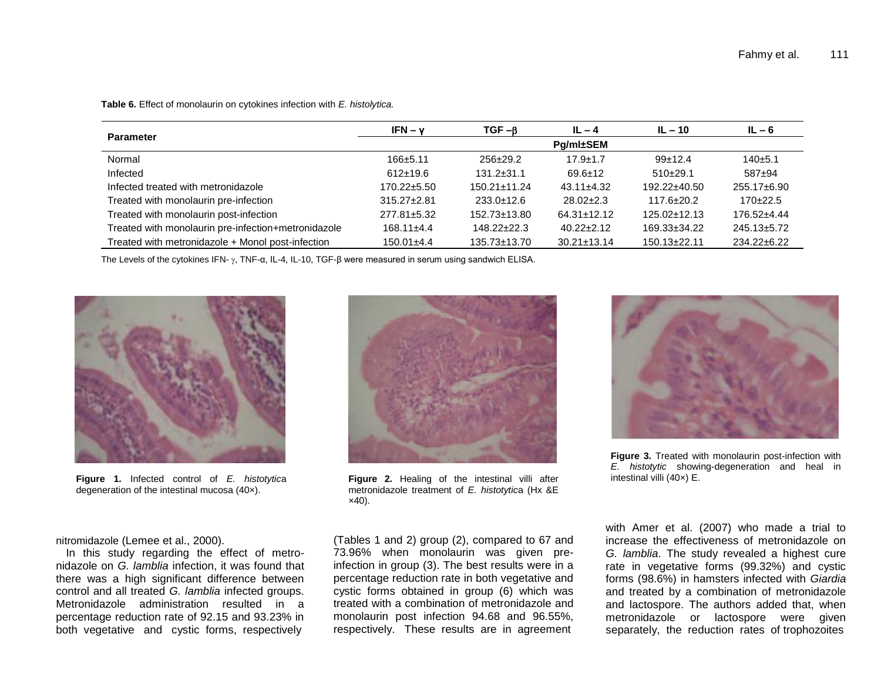**Table 6.** Effect of monolaurin on cytokines infection with *E. histolytica.*

| Parameter | IFN – γ | TGF –β | IL – 4 | IL – 10 | IL – 6 |
|---|---|---|---|---|---|
| | Pg/ml±SEM | | | | |
| Normal | 166±5.11 | 256±29.2 | 17.9±1.7 | 99±12.4 | 140±5.1 |
| Infected | 612±19.6 | 131.2±31.1 | 69.6±12 | 510±29.1 | 587±94 |
| Infected treated with metronidazole | 170.22±5.50 | 150.21±11.24 | 43.11±4.32 | 192.22±40.50 | 255.17±6.90 |
| Treated with monolaurin pre-infection | 315.27±2.81 | 233.0±12.6 | 28.02±2.3 | 117.6±20.2 | 170±22.5 |
| Treated with monolaurin post-infection | 277.81±5.32 | 152.73±13.80 | 64.31±12.12 | 125.02±12.13 | 176.52±4.44 |
| Treated with monolaurin pre-infection+metronidazole | 168.11±4.4 | 148.22±22.3 | 40.22±2.12 | 169.33±34.22 | 245.13±5.72 |
| Treated with metronidazole + Monol post-infection | 150.01±4.4 | 135.73±13.70 | 30.21±13.14 | 150.13±22.11 | 234.22±6.22 |

The Levels of the cytokines IFN- γ, TNF-α, IL-4, IL-10, TGF-β were measured in serum using sandwich ELISA.

**Figure 1.** Infected control of *E. histotytica* degeneration of the intestinal mucosa (40×).

**Figure 2.** Healing of the intestinal villi after metronidazole treatment of *E. histotytica* (Hx &E ×40).

**Figure 3.** Treated with monolaurin post-infection with *E. histotytic* showing-degeneration and heal in intestinal villi (40×) E.

nitromidazole (Lemee et al., 2000).

In this study regarding the effect of metronidazole on *G. lamblia* infection, it was found that there was a high significant difference between control and all treated *G. lamblia* infected groups. Metronidazole administration resulted in a percentage reduction rate of 92.15 and 93.23% in both vegetative and cystic forms, respectively (Tables 1 and 2) group (2), compared to 67 and 73.96% when monolaurin was given pre-infection in group (3). The best results were in a percentage reduction rate in both vegetative and cystic forms obtained in group (6) which was treated with a combination of metronidazole and monolaurin post infection 94.68 and 96.55%, respectively. These results are in agreement with Amer et al. (2007) who made a trial to increase the effectiveness of metronidazole on *G. lamblia*. The study revealed a highest cure rate in vegetative forms (99.32%) and cystic forms (98.6%) in hamsters infected with *Giardia* and treated by a combination of metronidazole and lactospore. The authors added that, when metronidazole or lactospore were given separately, the reduction rates of trophozoites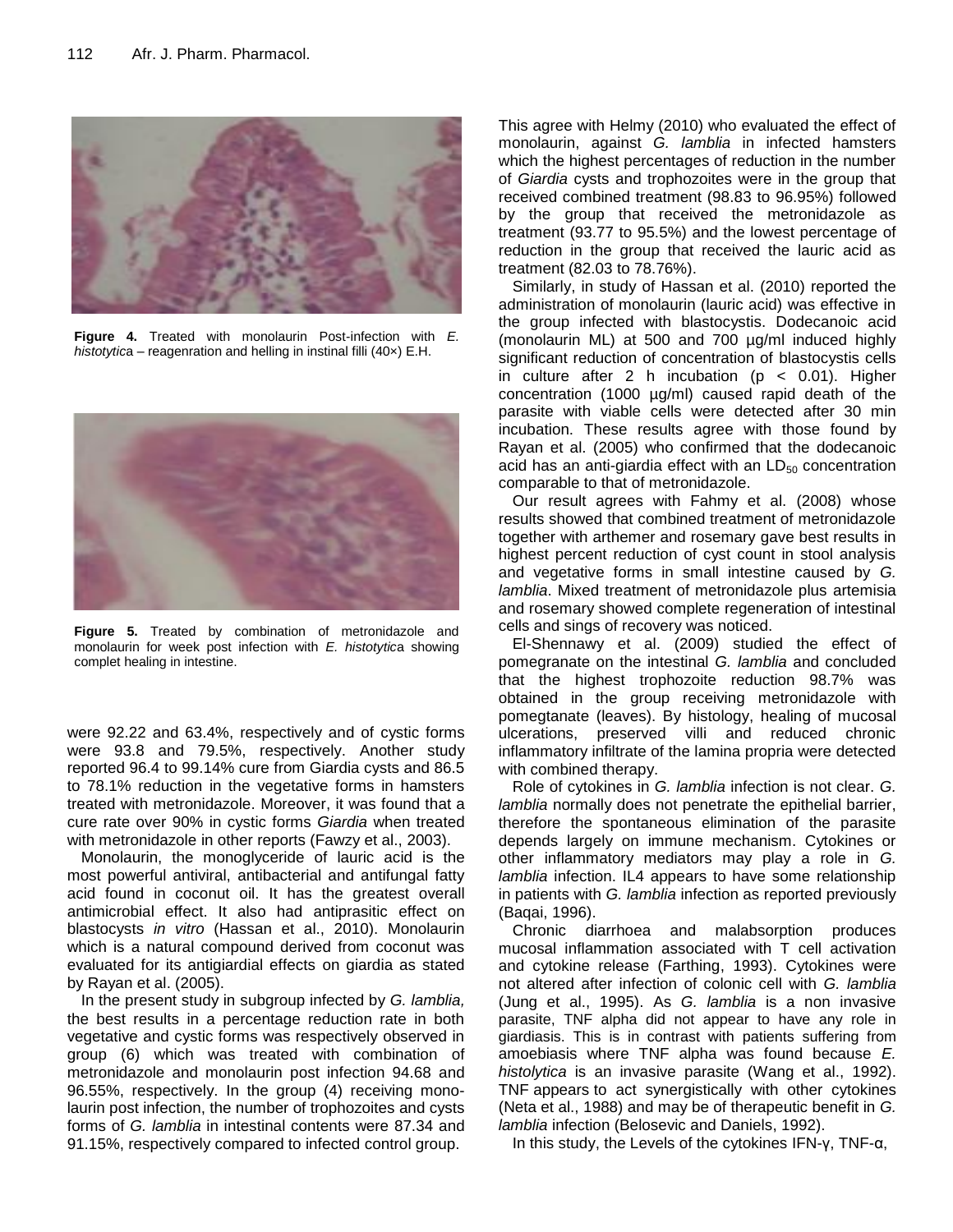**Figure 4.** Treated with monolaurin Post-infection with *E. histotytica* – reagenration and helling in instinal filli (40×) E.H.

**Figure 5.** Treated by combination of metronidazole and monolaurin for week post infection with *E. histotytica* showing complet healing in intestine.

were 92.22 and 63.4%, respectively and of cystic forms were 93.8 and 79.5%, respectively. Another study reported 96.4 to 99.14% cure from Giardia cysts and 86.5 to 78.1% reduction in the vegetative forms in hamsters treated with metronidazole. Moreover, it was found that a cure rate over 90% in cystic forms *Giardia* when treated with metronidazole in other reports (Fawzy et al., 2003).

Monolaurin, the monoglyceride of lauric acid is the most powerful antiviral, antibacterial and antifungal fatty acid found in coconut oil. It has the greatest overall antimicrobial effect. It also had antiprasitic effect on blastocysts *in vitro* (Hassan et al., 2010). Monolaurin which is a natural compound derived from coconut was evaluated for its antigiardial effects on giardia as stated by Rayan et al. (2005).

In the present study in subgroup infected by *G. lamblia,* the best results in a percentage reduction rate in both vegetative and cystic forms was respectively observed in group (6) which was treated with combination of metronidazole and monolaurin post infection 94.68 and 96.55%, respectively. In the group (4) receiving monolaurin post infection, the number of trophozoites and cysts forms of *G. lamblia* in intestinal contents were 87.34 and 91.15%, respectively compared to infected control group.

This agree with Helmy (2010) who evaluated the effect of monolaurin, against *G. lamblia* in infected hamsters which the highest percentages of reduction in the number of *Giardia* cysts and trophozoites were in the group that received combined treatment (98.83 to 96.95%) followed by the group that received the metronidazole as treatment (93.77 to 95.5%) and the lowest percentage of reduction in the group that received the lauric acid as treatment (82.03 to 78.76%).

Similarly, in study of Hassan et al. (2010) reported the administration of monolaurin (lauric acid) was effective in the group infected with blastocystis. Dodecanoic acid (monolaurin ML) at 500 and 700 µg/ml induced highly significant reduction of concentration of blastocystis cells in culture after 2 h incubation ($p < 0.01$). Higher concentration (1000 µg/ml) caused rapid death of the parasite with viable cells were detected after 30 min incubation. These results agree with those found by Rayan et al. (2005) who confirmed that the dodecanoic acid has an anti-giardia effect with an $LD_{50}$ concentration comparable to that of metronidazole.

Our result agrees with Fahmy et al. (2008) whose results showed that combined treatment of metronidazole together with arthemer and rosemary gave best results in highest percent reduction of cyst count in stool analysis and vegetative forms in small intestine caused by *G. lamblia*. Mixed treatment of metronidazole plus artemisia and rosemary showed complete regeneration of intestinal cells and sings of recovery was noticed.

El-Shennawy et al. (2009) studied the effect of pomegranate on the intestinal *G. lamblia* and concluded that the highest trophozoite reduction 98.7% was obtained in the group receiving metronidazole with pomegtanate (leaves). By histology, healing of mucosal ulcerations, preserved villi and reduced chronic inflammatory infiltrate of the lamina propria were detected with combined therapy.

Role of cytokines in *G. lamblia* infection is not clear. *G. lamblia* normally does not penetrate the epithelial barrier, therefore the spontaneous elimination of the parasite depends largely on immune mechanism. Cytokines or other inflammatory mediators may play a role in *G. lamblia* infection. IL4 appears to have some relationship in patients with *G. lamblia* infection as reported previously (Baqai, 1996).

Chronic diarrhoea and malabsorption produces mucosal inflammation associated with T cell activation and cytokine release (Farthing, 1993). Cytokines were not altered after infection of colonic cell with *G. lamblia* (Jung et al., 1995). As *G. lamblia* is a non invasive parasite, TNF alpha did not appear to have any role in giardiasis. This is in contrast with patients suffering from amoebiasis where TNF alpha was found because *E. histolytica* is an invasive parasite (Wang et al., 1992). TNF appears to act synergistically with other cytokines (Neta et al., 1988) and may be of therapeutic benefit in *G. lamblia* infection (Belosevic and Daniels, 1992).

In this study, the Levels of the cytokines IFN-γ, TNF-α,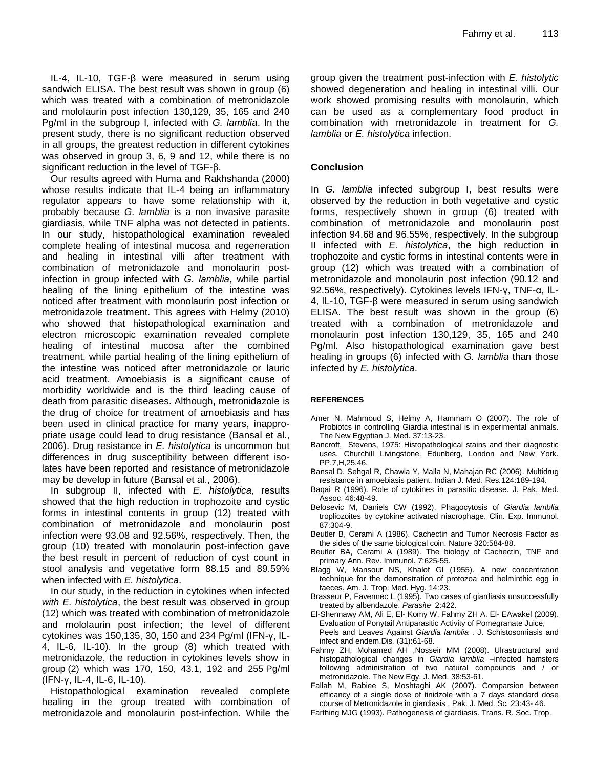IL-4, IL-10, TGF-β were measured in serum using sandwich ELISA. The best result was shown in group (6) which was treated with a combination of metronidazole and mololaurin post infection 130,129, 35, 165 and 240 Pg/ml in the subgroup I, infected with *G. lamblia*. In the present study, there is no significant reduction observed in all groups, the greatest reduction in different cytokines was observed in group 3, 6, 9 and 12, while there is no significant reduction in the level of TGF-β.

Our results agreed with Huma and Rakhshanda (2000) whose results indicate that IL-4 being an inflammatory regulator appears to have some relationship with it, probably because *G. lamblia* is a non invasive parasite giardiasis, while TNF alpha was not detected in patients. In our study, histopathological examination revealed complete healing of intestinal mucosa and regeneration and healing in intestinal villi after treatment with combination of metronidazole and monolaurin post-infection in group infected with *G. lamblia*, while partial healing of the lining epithelium of the intestine was noticed after treatment with monolaurin post infection or metronidazole treatment. This agrees with Helmy (2010) who showed that histopathological examination and electron microscopic examination revealed complete healing of intestinal mucosa after the combined treatment, while partial healing of the lining epithelium of the intestine was noticed after metronidazole or lauric acid treatment. Amoebiasis is a significant cause of morbidity worldwide and is the third leading cause of death from parasitic diseases. Although, metronidazole is the drug of choice for treatment of amoebiasis and has been used in clinical practice for many years, inappropriate usage could lead to drug resistance (Bansal et al., 2006). Drug resistance in *E. histolytica* is uncommon but differences in drug susceptibility between different isolates have been reported and resistance of metronidazole may be develop in future (Bansal et al., 2006).

In subgroup II, infected with *E. histolytica*, results showed that the high reduction in trophozoite and cystic forms in intestinal contents in group (12) treated with combination of metronidazole and monolaurin post infection were 93.08 and 92.56%, respectively. Then, the group (10) treated with monolaurin post-infection gave the best result in percent of reduction of cyst count in stool analysis and vegetative form 88.15 and 89.59% when infected with *E. histolytica*.

In our study, in the reduction in cytokines when infected *with E. histolytica*, the best result was observed in group (12) which was treated with combination of metronidazole and mololaurin post infection; the level of different cytokines was 150,135, 30, 150 and 234 Pg/ml (IFN-γ, IL-4, IL-6, IL-10). In the group (8) which treated with metronidazole, the reduction in cytokines levels show in group (2) which was 170, 150, 43.1, 192 and 255 Pg/ml (IFN-γ, IL-4, IL-6, IL-10).

Histopathological examination revealed complete healing in the group treated with combination of metronidazole and monolaurin post-infection. While the group given the treatment post-infection with *E. histolytic* showed degeneration and healing in intestinal villi. Our work showed promising results with monolaurin, which can be used as a complementary food product in combination with metronidazole in treatment for *G. lamblia* or *E. histolytica* infection.

## Conclusion

In *G. lamblia* infected subgroup I, best results were observed by the reduction in both vegetative and cystic forms, respectively shown in group (6) treated with combination of metronidazole and monolaurin post infection 94.68 and 96.55%, respectively. In the subgroup II infected with *E. histolytica*, the high reduction in trophozoite and cystic forms in intestinal contents were in group (12) which was treated with a combination of metronidazole and monolaurin post infection (90.12 and 92.56%, respectively). Cytokines levels IFN-γ, TNF-α, IL-4, IL-10, TGF-β were measured in serum using sandwich ELISA. The best result was shown in the group (6) treated with a combination of metronidazole and monolaurin post infection 130,129, 35, 165 and 240 Pg/ml. Also histopathological examination gave best healing in groups (6) infected with *G. lamblia* than those infected by *E. histolytica*.

## REFERENCES

Amer N, Mahmoud S, Helmy A, Hammam O (2007). The role of Probiotcs in controlling Giardia intestinal is in experimental animals. The New Egyptian J. Med. 37:13-23.

Bancroft, Stevens, 1975: Histopathological stains and their diagnostic uses. Churchill Livingstone. Edunberg, London and New York. PP.7,H,25,46.

Bansal D, Sehgal R, Chawla Y, Malla N, Mahajan RC (2006). Multidrug resistance in amoebiasis patient. Indian J. Med. Res.124:189-194.

Baqai R (1996). Role of cytokines in parasitic disease. J. Pak. Med. Assoc. 46:48-49.

Belosevic M, Daniels CW (1992). Phagocytosis of *Giardia lamblia* tropliozoites by cytokine activated niacrophage. Clin. Exp. Immunol. 87:304-9.

Beutler B, Cerami A (1986). Cachectin and Tumor Necrosis Factor as the sides of the same biological coin. Nature 320:584-88.

Beutler BA, Cerami A (1989). The biology of Cachectin, TNF and primary Ann. Rev. Immunol. 7:625-55.

Blagg W, Mansour NS, Khalof GI (1955). A new concentration technique for the demonstration of protozoa and helminthic egg in faeces. Am. J. Trop. Med. Hyg. 14:23.

Brasseur P, Favennec L (1995). Two cases of giardiasis unsuccessfully treated by albendazole. *Parasite* 2:422.

El-Shennawy AM, Ali E, El- Komy W, Fahmy ZH A. El- EAwakel (2009). Evaluation of Ponytail Antiparasitic Activity of Pomegranate Juice, Peels and Leaves Against *Giardia lamblia* . J. Schistosomiasis and infect and endem.Dis. (31):61-68.

Fahmy ZH, Mohamed AH ,Nosseir MM (2008). Ulrastructural and histopathological changes in *Giardia lamblia* –infected hamsters following administration of two natural compounds and / or metronidazole. The New Egy. J. Med. 38:53-61.

Fallah M, Rabiee S, Moshtaghi AK (2007). Comparsion between efficancy of a single dose of tinidzole with a 7 days standard dose course of Metronidazole in giardiasis . Pak. J. Med. Sc. 23:43- 46.

Farthing MJG (1993). Pathogenesis of giardiasis. Trans. R. Soc. Trop.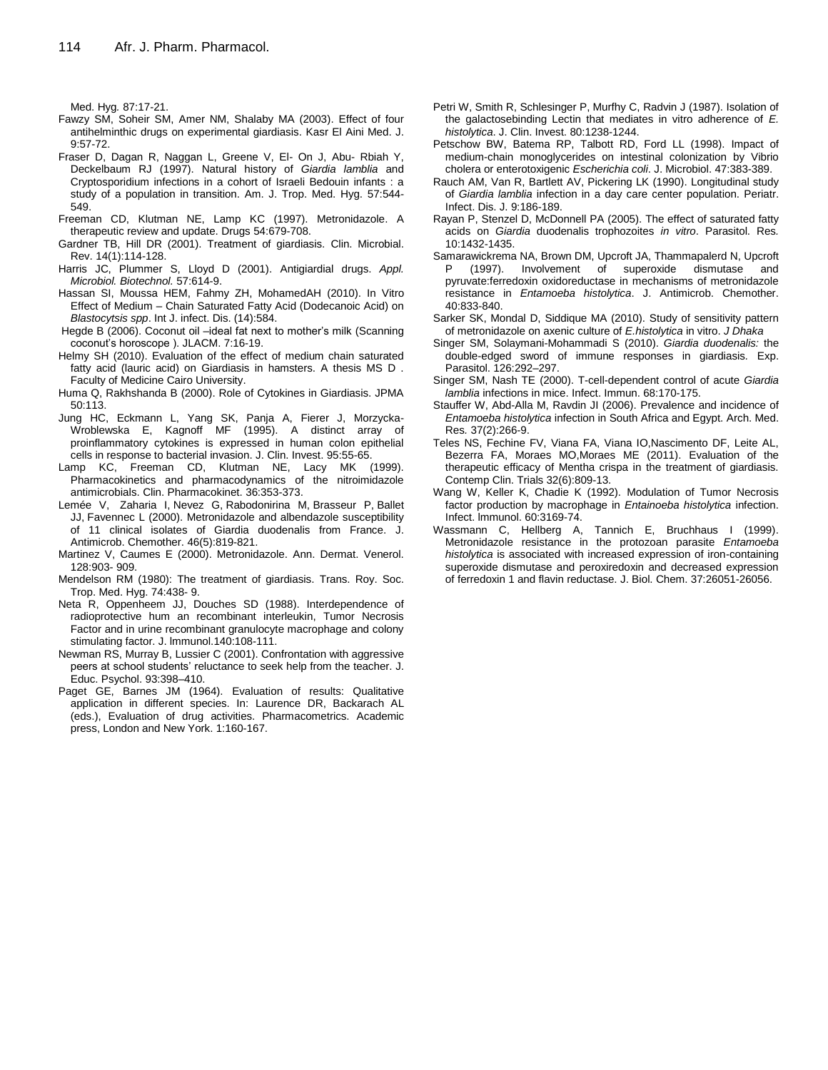Med. Hyg. 87:17-21.

Fawzy SM, Soheir SM, Amer NM, Shalaby MA (2003). Effect of four antihelminthic drugs on experimental giardiasis. Kasr El Aini Med. J. 9:57-72.

Fraser D, Dagan R, Naggan L, Greene V, El- On J, Abu- Rbiah Y, Deckelbaum RJ (1997). Natural history of *Giardia lamblia* and Cryptosporidium infections in a cohort of Israeli Bedouin infants : a study of a population in transition. Am. J. Trop. Med. Hyg. 57:544-549.

Freeman CD, Klutman NE, Lamp KC (1997). Metronidazole. A therapeutic review and update. Drugs 54:679-708.

Gardner TB, Hill DR (2001). Treatment of giardiasis. Clin. Microbial. Rev. 14(1):114-128.

Harris JC, Plummer S, Lloyd D (2001). Antigiardial drugs. *Appl. Microbiol. Biotechnol.* 57:614-9.

Hassan SI, Moussa HEM, Fahmy ZH, MohamedAH (2010). In Vitro Effect of Medium – Chain Saturated Fatty Acid (Dodecanoic Acid) on *Blastocytsis spp*. Int J. infect. Dis. (14):584.

Hegde B (2006). Coconut oil –ideal fat next to mother's milk (Scanning coconut's horoscope ). JLACM. 7:16-19.

Helmy SH (2010). Evaluation of the effect of medium chain saturated fatty acid (lauric acid) on Giardiasis in hamsters. A thesis MS D . Faculty of Medicine Cairo University.

Huma Q, Rakhshanda B (2000). Role of Cytokines in Giardiasis. JPMA 50:113.

Jung HC, Eckmann L, Yang SK, Panja A, Fierer J, Morzycka-Wroblewska E, Kagnoff MF (1995). A distinct array of proinflammatory cytokines is expressed in human colon epithelial cells in response to bacterial invasion. J. Clin. Invest. 95:55-65.

Lamp KC, Freeman CD, Klutman NE, Lacy MK (1999). Pharmacokinetics and pharmacodynamics of the nitroimidazole antimicrobials. Clin. Pharmacokinet. 36:353-373.

Lemée V, Zaharia I, Nevez G, Rabodonirina M, Brasseur P, Ballet JJ, Favennec L (2000). Metronidazole and albendazole susceptibility of 11 clinical isolates of Giardia duodenalis from France. J. Antimicrob. Chemother. 46(5):819-821.

Martinez V, Caumes E (2000). Metronidazole. Ann. Dermat. Venerol. 128:903- 909.

Mendelson RM (1980): The treatment of giardiasis. Trans. Roy. Soc. Trop. Med. Hyg. 74:438- 9.

Neta R, Oppenheem JJ, Douches SD (1988). Interdependence of radioprotective hum an recombinant interleukin, Tumor Necrosis Factor and in urine recombinant granulocyte macrophage and colony stimulating factor. J. lmmunol.140:108-111.

Newman RS, Murray B, Lussier C (2001). Confrontation with aggressive peers at school students' reluctance to seek help from the teacher. J. Educ. Psychol. 93:398–410.

Paget GE, Barnes JM (1964). Evaluation of results: Qualitative application in different species. In: Laurence DR, Backarach AL (eds.), Evaluation of drug activities. Pharmacometrics. Academic press, London and New York. 1:160-167.

Petri W, Smith R, Schlesinger P, Murfhy C, Radvin J (1987). Isolation of the galactosebinding Lectin that mediates in vitro adherence of *E. histolytica*. J. Clin. Invest. 80:1238-1244.

Petschow BW, Batema RP, Talbott RD, Ford LL (1998). Impact of medium-chain monoglycerides on intestinal colonization by Vibrio cholera or enterotoxigenic *Escherichia coli*. J. Microbiol. 47:383-389.

Rauch AM, Van R, Bartlett AV, Pickering LK (1990). Longitudinal study of *Giardia lamblia* infection in a day care center population. Periatr. Infect. Dis. J. 9:186-189.

Rayan P, Stenzel D, McDonnell PA (2005). The effect of saturated fatty acids on *Giardia* duodenalis trophozoites *in vitro*. Parasitol. Res. 10:1432-1435.

Samarawickrema NA, Brown DM, Upcroft JA, Thammapalerd N, Upcroft P (1997). Involvement of superoxide dismutase and pyruvate:ferredoxin oxidoreductase in mechanisms of metronidazole resistance in *Entamoeba histolytica*. J. Antimicrob. Chemother. 40:833-840.

Sarker SK, Mondal D, Siddique MA (2010). Study of sensitivity pattern of metronidazole on axenic culture of *E.histolytica* in vitro. *J Dhaka*

Singer SM, Solaymani-Mohammadi S (2010). *Giardia duodenalis:* the double-edged sword of immune responses in giardiasis. Exp. Parasitol. 126:292–297.

Singer SM, Nash TE (2000). T-cell-dependent control of acute *Giardia lamblia* infections in mice. Infect. Immun. 68:170-175.

Stauffer W, Abd-Alla M, Ravdin JI (2006). Prevalence and incidence of *Entamoeba histolytica* infection in South Africa and Egypt. Arch. Med. Res. 37(2):266-9.

Teles NS, Fechine FV, Viana FA, Viana IO,Nascimento DF, Leite AL, Bezerra FA, Moraes MO,Moraes ME (2011). Evaluation of the therapeutic efficacy of Mentha crispa in the treatment of giardiasis. Contemp Clin. Trials 32(6):809-13.

Wang W, Keller K, Chadie K (1992). Modulation of Tumor Necrosis factor production by macrophage in *Entainoeba histolytica* infection. Infect. lmmunol. 60:3169-74.

Wassmann C, Hellberg A, Tannich E, Bruchhaus I (1999). Metronidazole resistance in the protozoan parasite *Entamoeba histolytica* is associated with increased expression of iron-containing superoxide dismutase and peroxiredoxin and decreased expression of ferredoxin 1 and flavin reductase. J. Biol. Chem. 37:26051-26056.